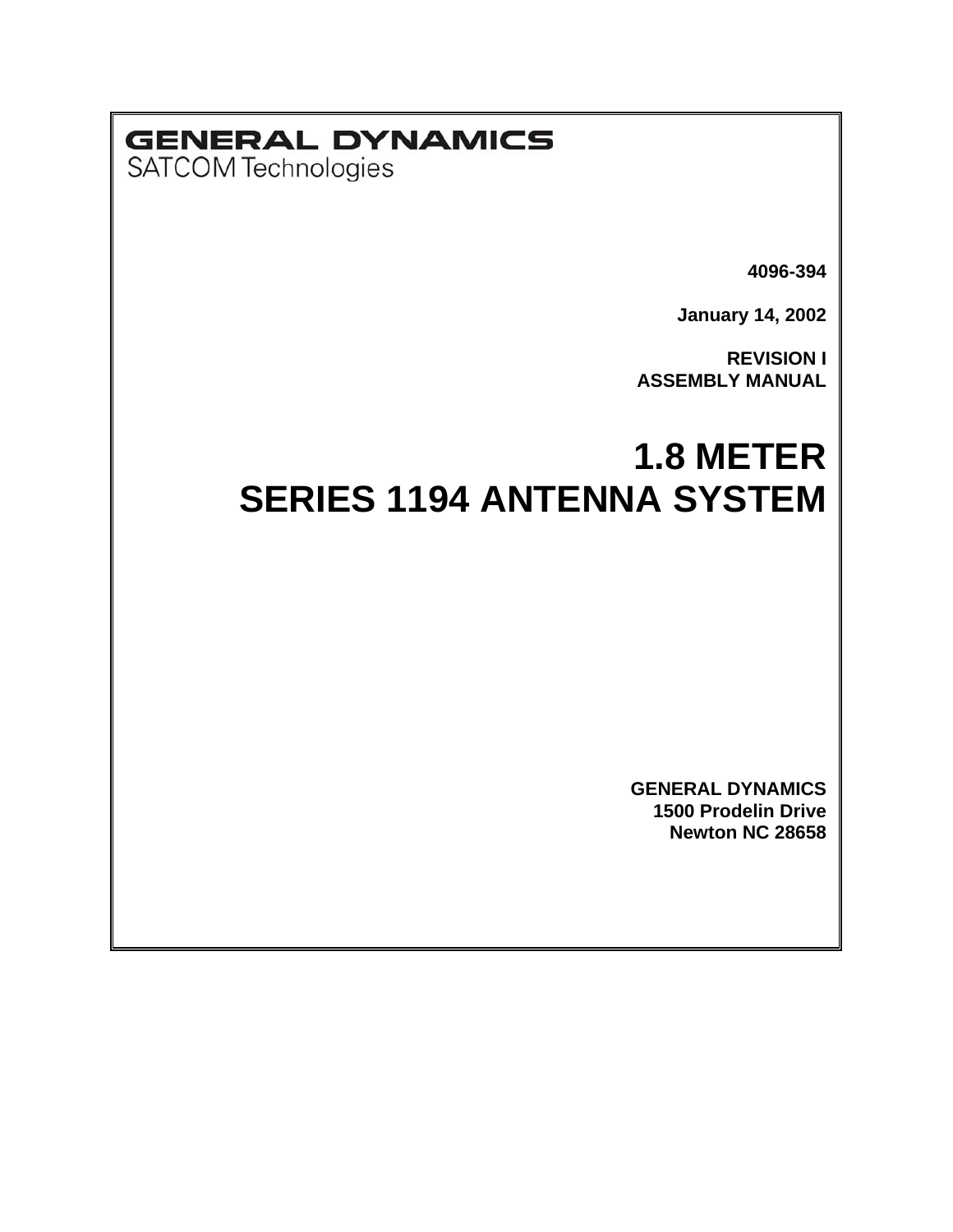**GENERAL DYNAMICS**
SATCOM Technologies

**4096-394**

**January 14, 2002**

**REVISION I**
**ASSEMBLY MANUAL**

# 1.8 METER SERIES 1194 ANTENNA SYSTEM

**GENERAL DYNAMICS**
**1500 Prodelin Drive**
**Newton NC 28658**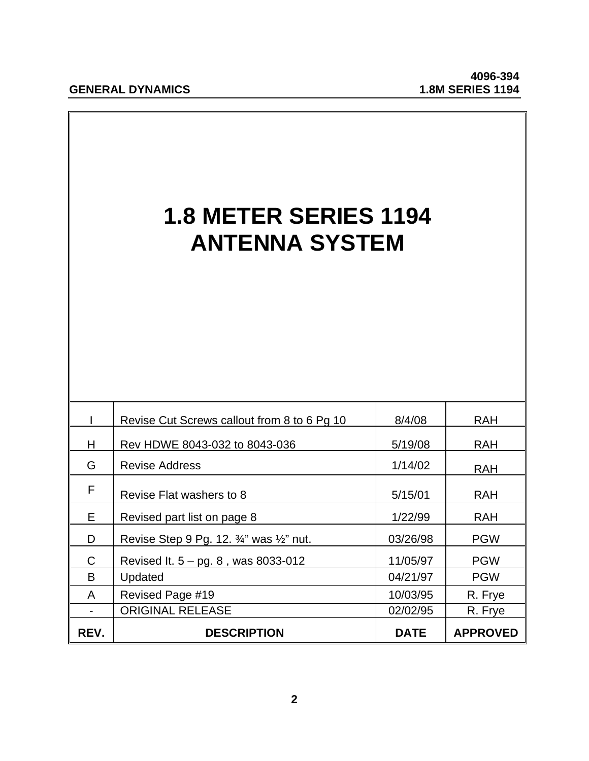# 1.8 METER SERIES 1194 ANTENNA SYSTEM

| REV. | DESCRIPTION | DATE | APPROVED |
|---|---|---|---|
| I | Revise Cut Screws callout from 8 to 6 Pg 10 | 8/4/08 | RAH |
| H | Rev HDWE 8043-032 to 8043-036 | 5/19/08 | RAH |
| G | Revise Address | 1/14/02 | RAH |
| F | Revise Flat washers to 8 | 5/15/01 | RAH |
| E | Revised part list on page 8 | 1/22/99 | RAH |
| D | Revise Step 9 Pg. 12. ¾" was ½" nut. | 03/26/98 | PGW |
| C | Revised It. 5 – pg. 8 , was 8033-012 | 11/05/97 | PGW |
| B | Updated | 04/21/97 | PGW |
| A | Revised Page #19 | 10/03/95 | R. Frye |
| - | ORIGINAL RELEASE | 02/02/95 | R. Frye |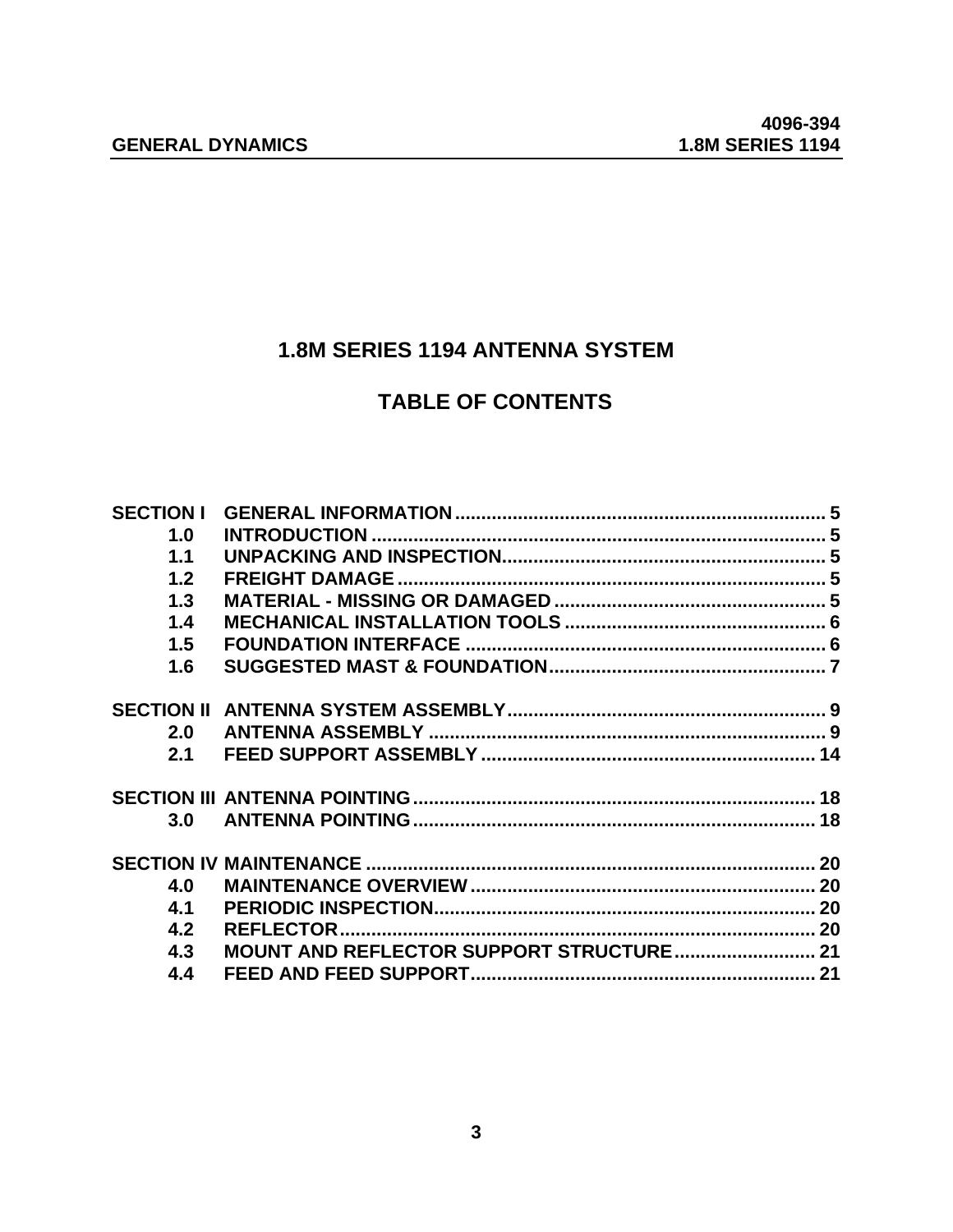# 1.8M SERIES 1194 ANTENNA SYSTEM

## TABLE OF CONTENTS

| | | |
|---|---|---|
| **SECTION I** | **GENERAL INFORMATION** | **5** |
| **1.0** | **INTRODUCTION** | **5** |
| **1.1** | **UNPACKING AND INSPECTION** | **5** |
| **1.2** | **FREIGHT DAMAGE** | **5** |
| **1.3** | **MATERIAL - MISSING OR DAMAGED** | **5** |
| **1.4** | **MECHANICAL INSTALLATION TOOLS** | **6** |
| **1.5** | **FOUNDATION INTERFACE** | **6** |
| **1.6** | **SUGGESTED MAST & FOUNDATION** | **7** |
| **SECTION II** | **ANTENNA SYSTEM ASSEMBLY** | **9** |
| **2.0** | **ANTENNA ASSEMBLY** | **9** |
| **2.1** | **FEED SUPPORT ASSEMBLY** | **14** |
| **SECTION III** | **ANTENNA POINTING** | **18** |
| **3.0** | **ANTENNA POINTING** | **18** |
| **SECTION IV** | **MAINTENANCE** | **20** |
| **4.0** | **MAINTENANCE OVERVIEW** | **20** |
| **4.1** | **PERIODIC INSPECTION** | **20** |
| **4.2** | **REFLECTOR** | **20** |
| **4.3** | **MOUNT AND REFLECTOR SUPPORT STRUCTURE** | **21** |
| **4.4** | **FEED AND FEED SUPPORT** | **21** |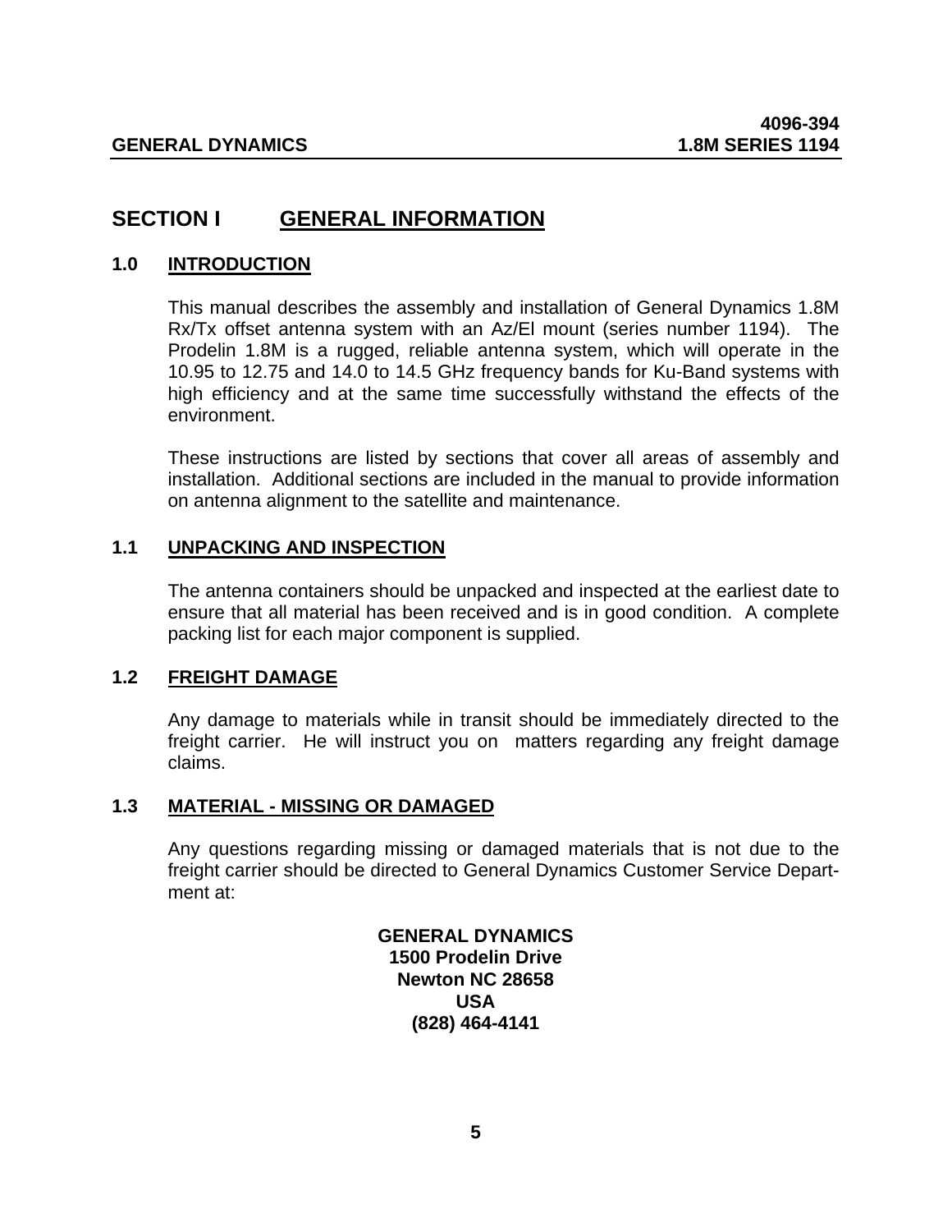# SECTION I GENERAL INFORMATION

## 1.0 INTRODUCTION

This manual describes the assembly and installation of General Dynamics 1.8M Rx/Tx offset antenna system with an Az/El mount (series number 1194). The Prodelin 1.8M is a rugged, reliable antenna system, which will operate in the 10.95 to 12.75 and 14.0 to 14.5 GHz frequency bands for Ku-Band systems with high efficiency and at the same time successfully withstand the effects of the environment.

These instructions are listed by sections that cover all areas of assembly and installation. Additional sections are included in the manual to provide information on antenna alignment to the satellite and maintenance.

## 1.1 UNPACKING AND INSPECTION

The antenna containers should be unpacked and inspected at the earliest date to ensure that all material has been received and is in good condition. A complete packing list for each major component is supplied.

## 1.2 FREIGHT DAMAGE

Any damage to materials while in transit should be immediately directed to the freight carrier. He will instruct you on matters regarding any freight damage claims.

## 1.3 MATERIAL - MISSING OR DAMAGED

Any questions regarding missing or damaged materials that is not due to the freight carrier should be directed to General Dynamics Customer Service Department at:

**GENERAL DYNAMICS**
**1500 Prodelin Drive**
**Newton NC 28658**
**USA**
**(828) 464-4141**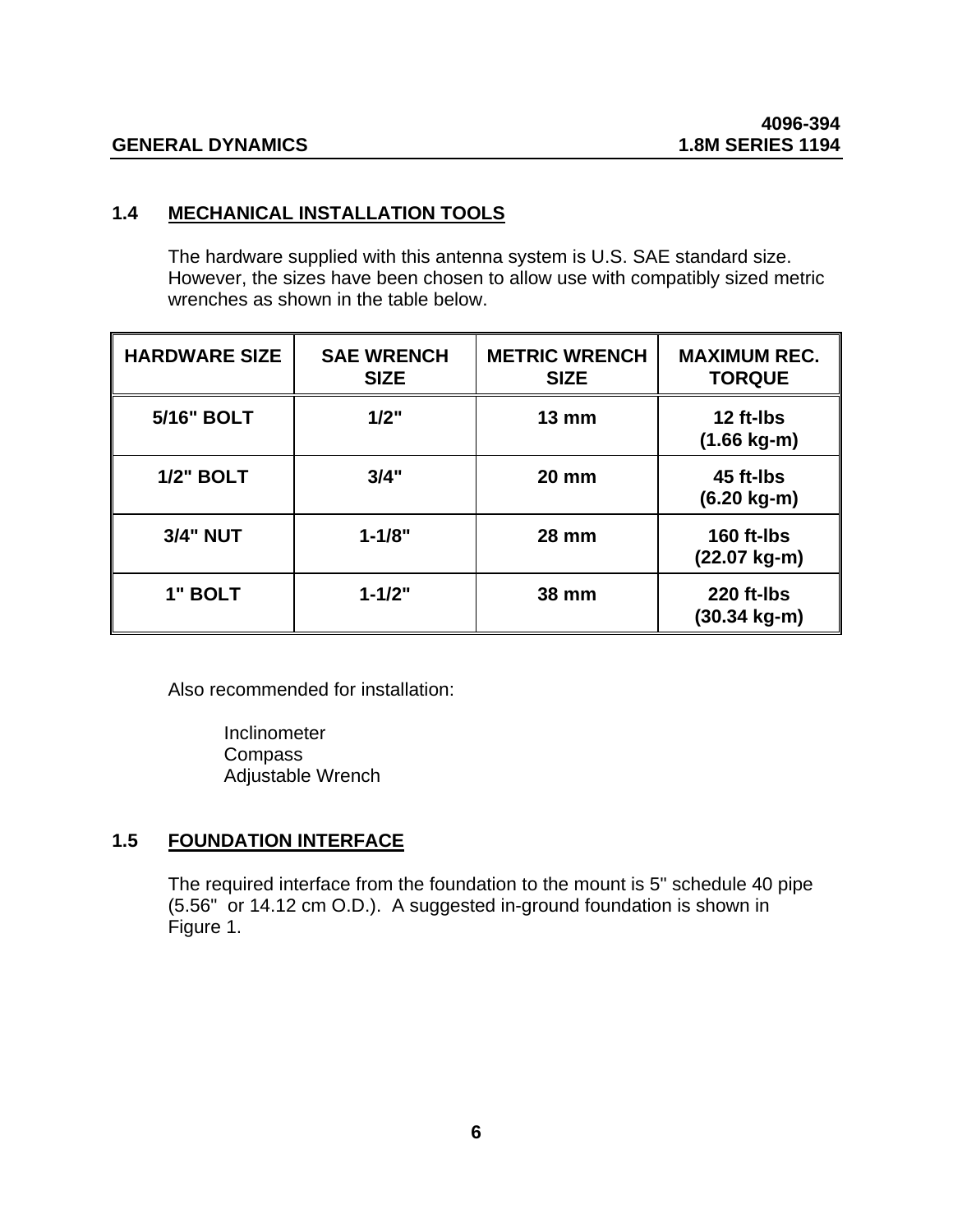## 1.4 MECHANICAL INSTALLATION TOOLS

The hardware supplied with this antenna system is U.S. SAE standard size. However, the sizes have been chosen to allow use with compatibly sized metric wrenches as shown in the table below.

| HARDWARE SIZE | SAE WRENCH SIZE | METRIC WRENCH SIZE | MAXIMUM REC. TORQUE |
|---|---|---|---|
| 5/16" BOLT | 1/2" | 13 mm | 12 ft-lbs (1.66 kg-m) |
| 1/2" BOLT | 3/4" | 20 mm | 45 ft-lbs (6.20 kg-m) |
| 3/4" NUT | 1-1/8" | 28 mm | 160 ft-lbs (22.07 kg-m) |
| 1" BOLT | 1-1/2" | 38 mm | 220 ft-lbs (30.34 kg-m) |

Also recommended for installation:

- Inclinometer
- Compass
- Adjustable Wrench

## 1.5 FOUNDATION INTERFACE

The required interface from the foundation to the mount is 5" schedule 40 pipe (5.56" or 14.12 cm O.D.). A suggested in-ground foundation is shown in Figure 1.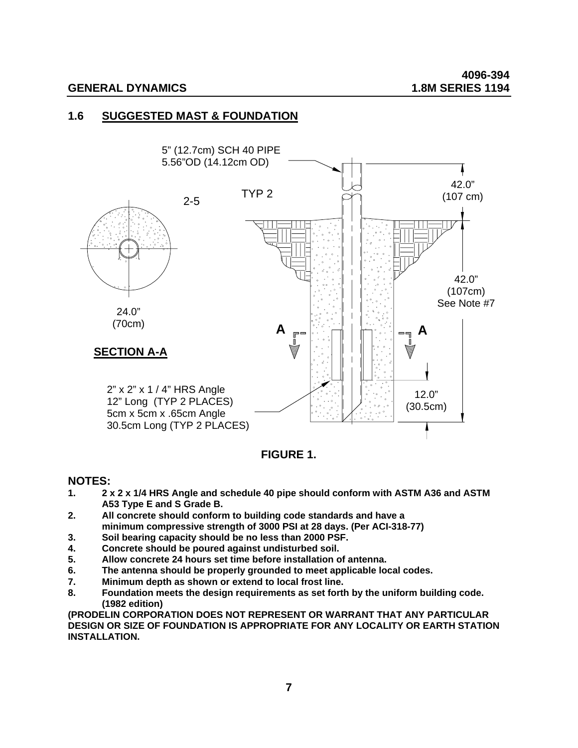## 1.6 SUGGESTED MAST & FOUNDATION

5" (12.7cm) SCH 40 PIPE
5.56"OD (14.12cm OD)

TYP 2

2-5

42.0"
(107 cm)

42.0"
(107cm)
See Note #7

24.0"
(70cm)

A A

SECTION A-A

2" x 2" x 1 / 4" HRS Angle
12" Long (TYP 2 PLACES)
5cm x 5cm x .65cm Angle
30.5cm Long (TYP 2 PLACES)

12.0"
(30.5cm)

**FIGURE 1.**

**NOTES:**

1. **2 x 2 x 1/4 HRS Angle and schedule 40 pipe should conform with ASTM A36 and ASTM A53 Type E and S Grade B.**
2. **All concrete should conform to building code standards and have a minimum compressive strength of 3000 PSI at 28 days. (Per ACI-318-77)**
3. **Soil bearing capacity should be no less than 2000 PSF.**
4. **Concrete should be poured against undisturbed soil.**
5. **Allow concrete 24 hours set time before installation of antenna.**
6. **The antenna should be properly grounded to meet applicable local codes.**
7. **Minimum depth as shown or extend to local frost line.**
8. **Foundation meets the design requirements as set forth by the uniform building code. (1982 edition)**

**(PRODELIN CORPORATION DOES NOT REPRESENT OR WARRANT THAT ANY PARTICULAR DESIGN OR SIZE OF FOUNDATION IS APPROPRIATE FOR ANY LOCALITY OR EARTH STATION INSTALLATION.**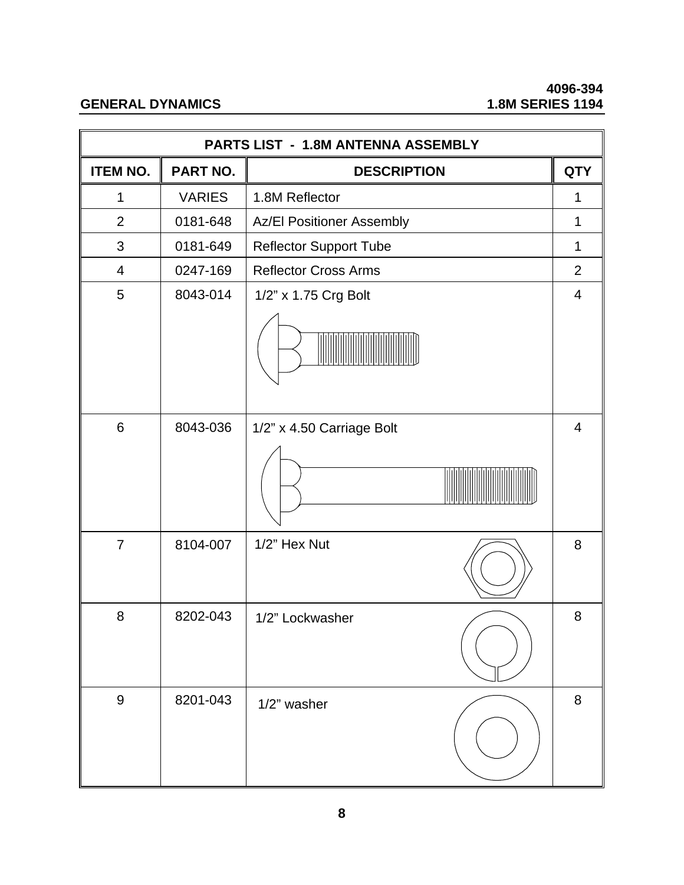| PARTS LIST - 1.8M ANTENNA ASSEMBLY | | | |
|---|---|---|---|
| ITEM NO. | PART NO. | DESCRIPTION | QTY |
| 1 | VARIES | 1.8M Reflector | 1 |
| 2 | 0181-648 | Az/El Positioner Assembly | 1 |
| 3 | 0181-649 | Reflector Support Tube | 1 |
| 4 | 0247-169 | Reflector Cross Arms | 2 |
| 5 | 8043-014 | 1/2" x 1.75 Crg Bolt | 4 |
| 6 | 8043-036 | 1/2" x 4.50 Carriage Bolt | 4 |
| 7 | 8104-007 | 1/2" Hex Nut | 8 |
| 8 | 8202-043 | 1/2" Lockwasher | 8 |
| 9 | 8201-043 | 1/2" washer | 8 |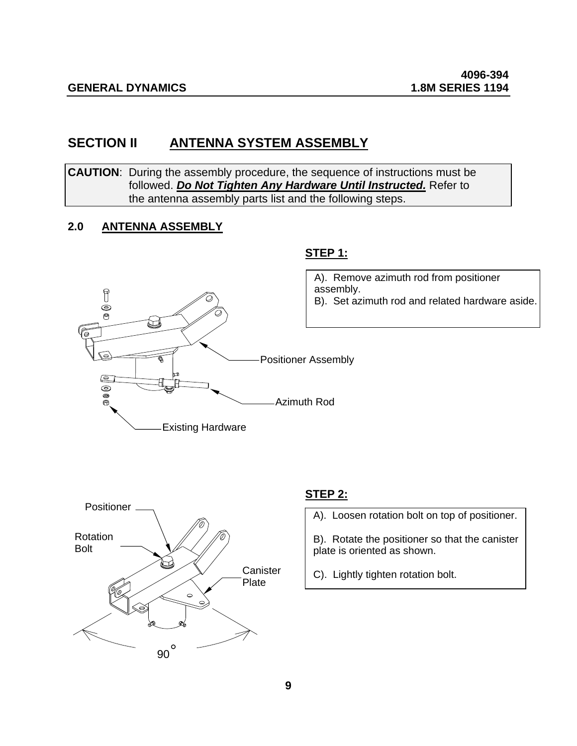## SECTION II ANTENNA SYSTEM ASSEMBLY

**CAUTION**: During the assembly procedure, the sequence of instructions must be followed. ***Do Not Tighten Any Hardware Until Instructed.*** Refer to the antenna assembly parts list and the following steps.

### 2.0 ANTENNA ASSEMBLY

**STEP 1:**

A). Remove azimuth rod from positioner assembly.
B). Set azimuth rod and related hardware aside.

Positioner Assembly

Azimuth Rod

Existing Hardware

**STEP 2:**

A). Loosen rotation bolt on top of positioner.

B). Rotate the positioner so that the canister plate is oriented as shown.

C). Lightly tighten rotation bolt.

Positioner

Rotation Bolt

Canister Plate

90°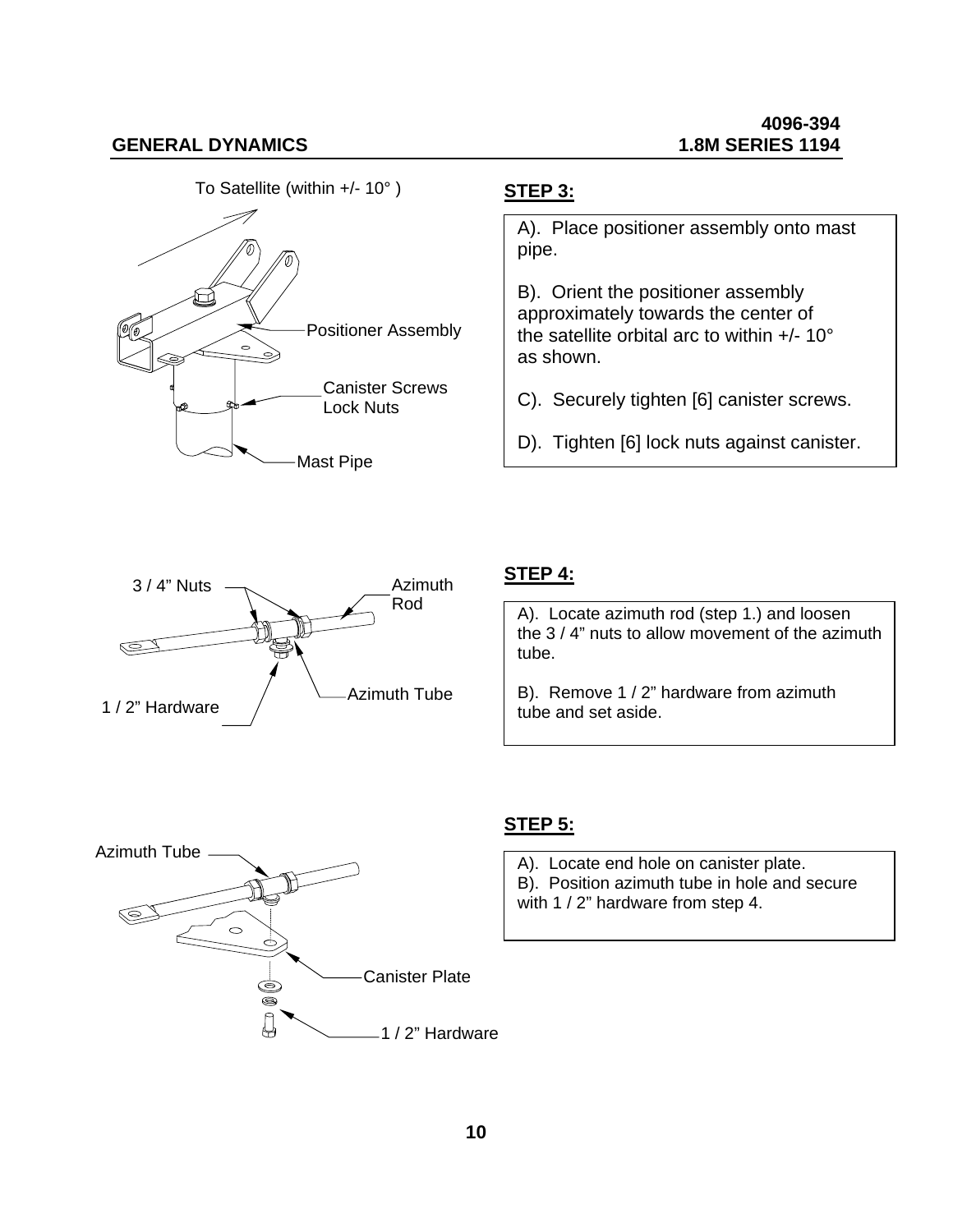To Satellite (within +/- 10° )

Positioner Assembly

Canister Screws
Lock Nuts

Mast Pipe

**STEP 3:**

A). Place positioner assembly onto mast pipe.

B). Orient the positioner assembly approximately towards the center of the satellite orbital arc to within +/- 10° as shown.

C). Securely tighten [6] canister screws.

D). Tighten [6] lock nuts against canister.

3 / 4" Nuts

Azimuth Rod

1 / 2" Hardware

Azimuth Tube

**STEP 4:**

A). Locate azimuth rod (step 1.) and loosen the 3 / 4" nuts to allow movement of the azimuth tube.

B). Remove 1 / 2" hardware from azimuth tube and set aside.

Azimuth Tube

Canister Plate

1 / 2" Hardware

**STEP 5:**

A). Locate end hole on canister plate.
B). Position azimuth tube in hole and secure with 1 / 2" hardware from step 4.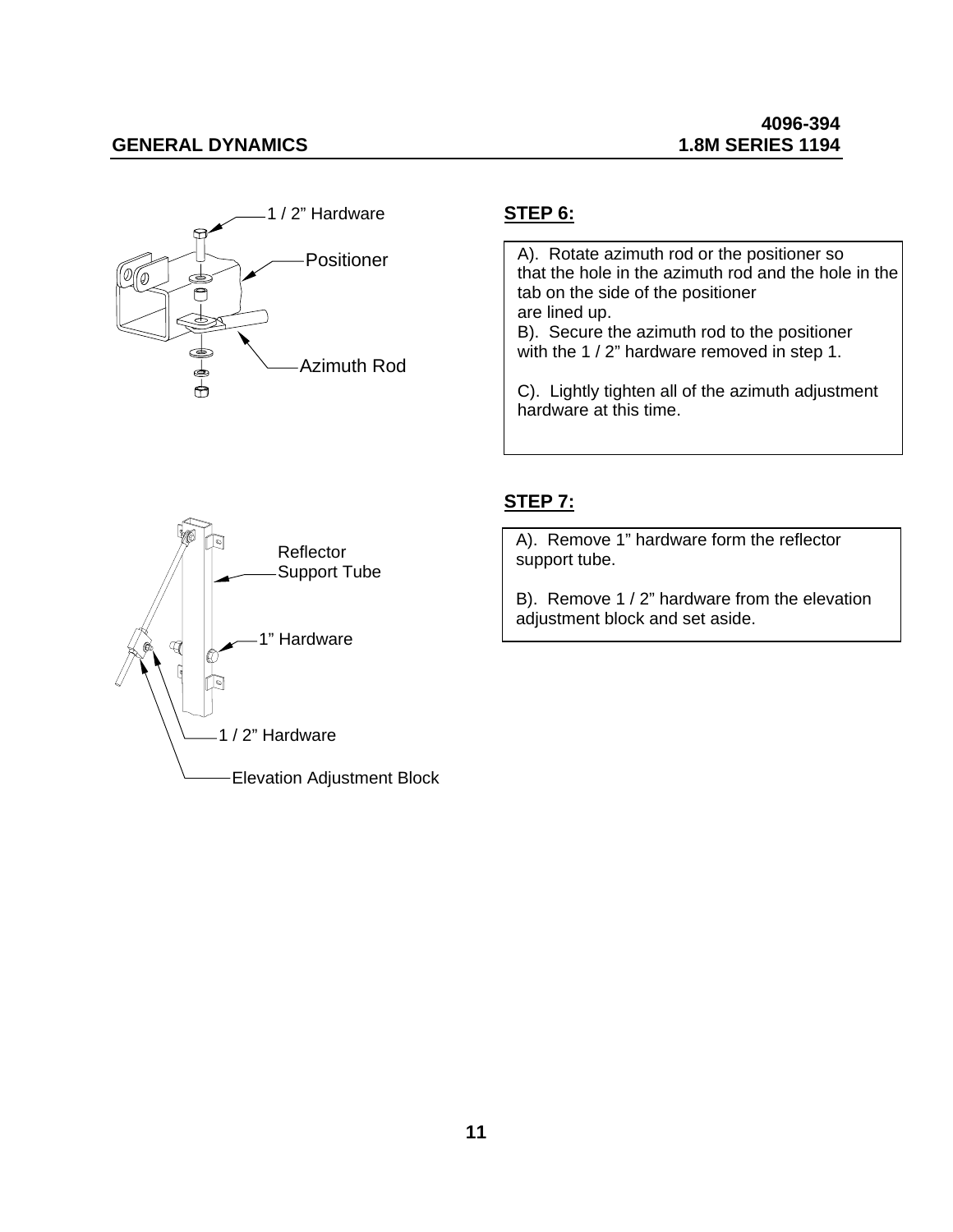1 / 2" Hardware

Positioner

Azimuth Rod

## STEP 6:

A). Rotate azimuth rod or the positioner so that the hole in the azimuth rod and the hole in the tab on the side of the positioner are lined up.
B). Secure the azimuth rod to the positioner with the 1 / 2" hardware removed in step 1.

C). Lightly tighten all of the azimuth adjustment hardware at this time.

Reflector Support Tube

1" Hardware

1 / 2" Hardware

Elevation Adjustment Block

## STEP 7:

A). Remove 1" hardware form the reflector support tube.

B). Remove 1 / 2" hardware from the elevation adjustment block and set aside.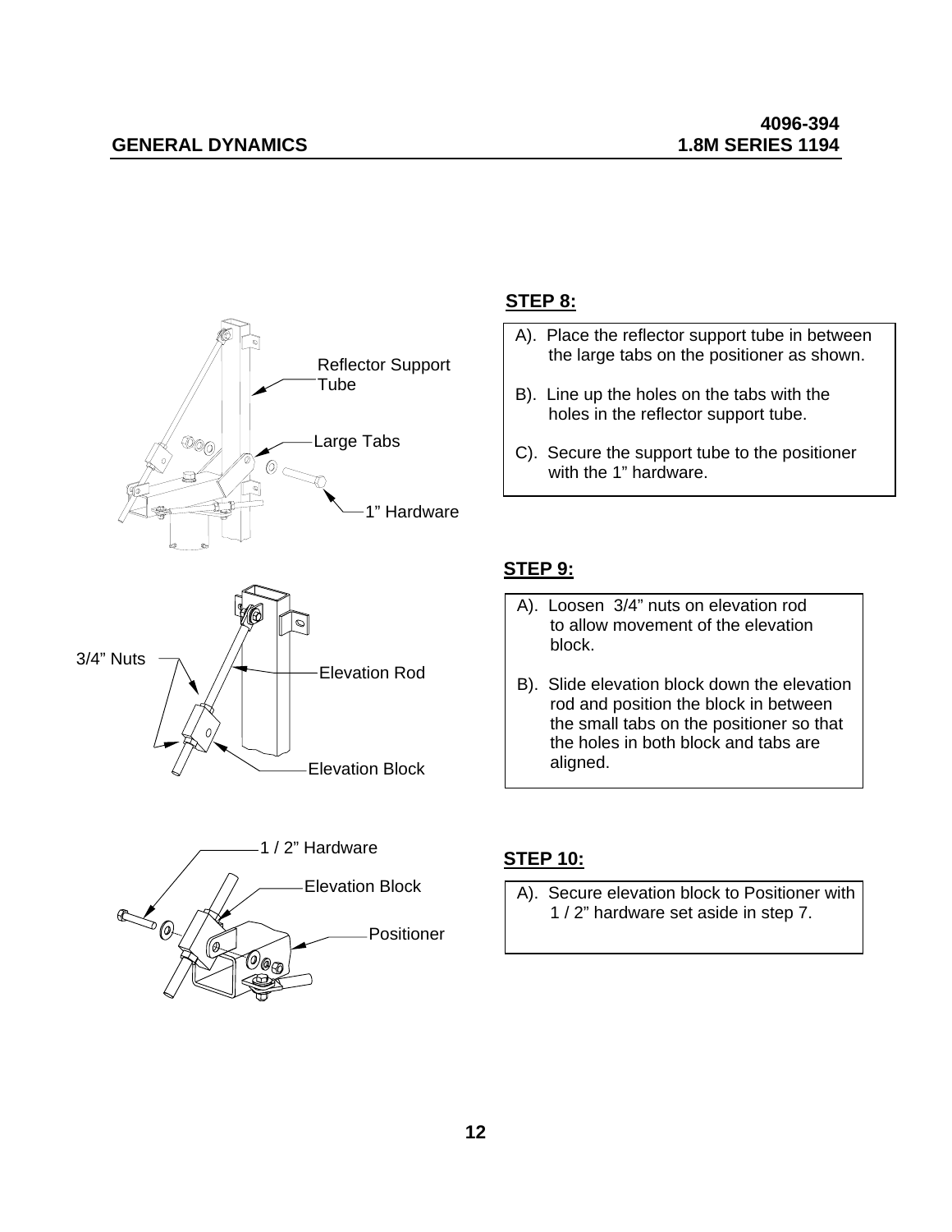Reflector Support Tube

Large Tabs

1” Hardware

## STEP 8:

A). Place the reflector support tube in between the large tabs on the positioner as shown.

B). Line up the holes on the tabs with the holes in the reflector support tube.

C). Secure the support tube to the positioner with the 1” hardware.

3/4” Nuts

Elevation Rod

Elevation Block

## STEP 9:

A). Loosen 3/4” nuts on elevation rod to allow movement of the elevation block.

B). Slide elevation block down the elevation rod and position the block in between the small tabs on the positioner so that the holes in both block and tabs are aligned.

1 / 2” Hardware

Elevation Block

Positioner

## STEP 10:

A). Secure elevation block to Positioner with 1 / 2” hardware set aside in step 7.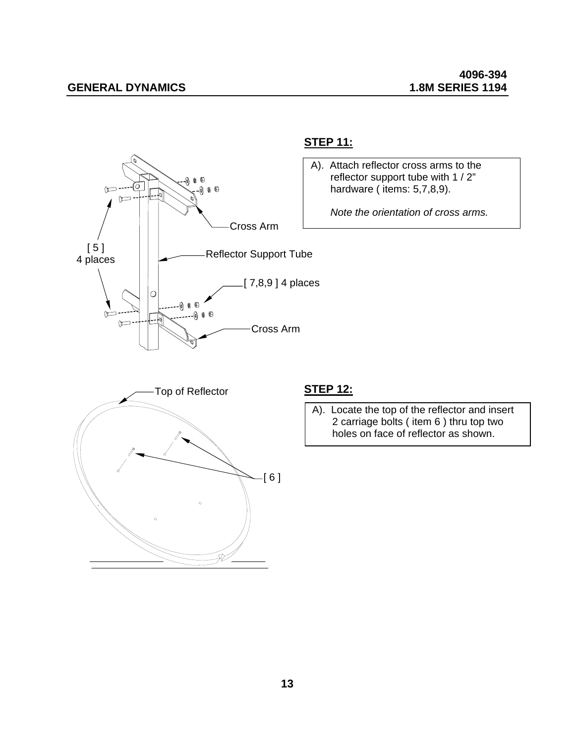## STEP 11:

A). Attach reflector cross arms to the reflector support tube with 1 / 2" hardware ( items: 5,7,8,9).

*Note the orientation of cross arms.*

Cross Arm

[ 5 ] 4 places

Reflector Support Tube

[ 7,8,9 ] 4 places

Cross Arm

## STEP 12:

A). Locate the top of the reflector and insert 2 carriage bolts ( item 6 ) thru top two holes on face of reflector as shown.

Top of Reflector

[ 6 ]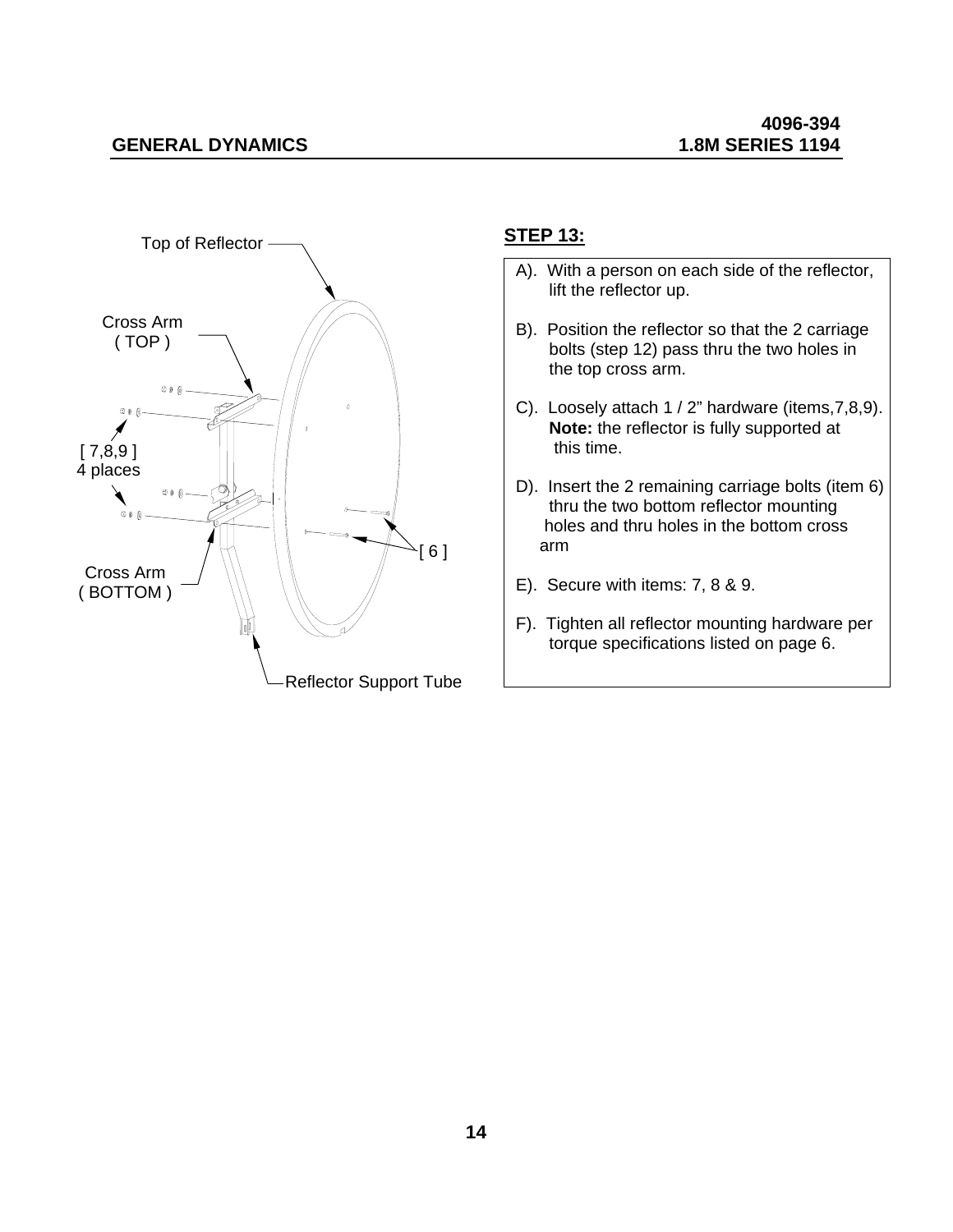Top of Reflector

Cross Arm
( TOP )

[ 7,8,9 ]
4 places

Cross Arm
( BOTTOM )

[ 6 ]

Reflector Support Tube

## STEP 13:

A). With a person on each side of the reflector, lift the reflector up.

B). Position the reflector so that the 2 carriage bolts (step 12) pass thru the two holes in the top cross arm.

C). Loosely attach 1 / 2" hardware (items,7,8,9). **Note:** the reflector is fully supported at this time.

D). Insert the 2 remaining carriage bolts (item 6) thru the two bottom reflector mounting holes and thru holes in the bottom cross arm

E). Secure with items: 7, 8 & 9.

F). Tighten all reflector mounting hardware per torque specifications listed on page 6.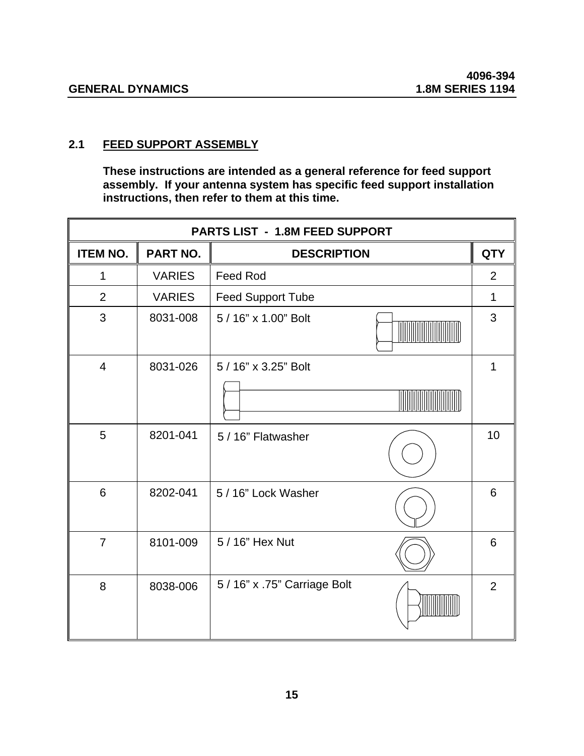## 2.1 FEED SUPPORT ASSEMBLY

**These instructions are intended as a general reference for feed support assembly. If your antenna system has specific feed support installation instructions, then refer to them at this time.**

| PARTS LIST - 1.8M FEED SUPPORT | | | |
|---|---|---|---|
| **ITEM NO.** | **PART NO.** | **DESCRIPTION** | **QTY** |
| 1 | VARIES | Feed Rod | 2 |
| 2 | VARIES | Feed Support Tube | 1 |
| 3 | 8031-008 | 5 / 16" x 1.00" Bolt | 3 |
| 4 | 8031-026 | 5 / 16" x 3.25" Bolt | 1 |
| 5 | 8201-041 | 5 / 16" Flatwasher | 10 |
| 6 | 8202-041 | 5 / 16" Lock Washer | 6 |
| 7 | 8101-009 | 5 / 16" Hex Nut | 6 |
| 8 | 8038-006 | 5 / 16" x .75" Carriage Bolt | 2 |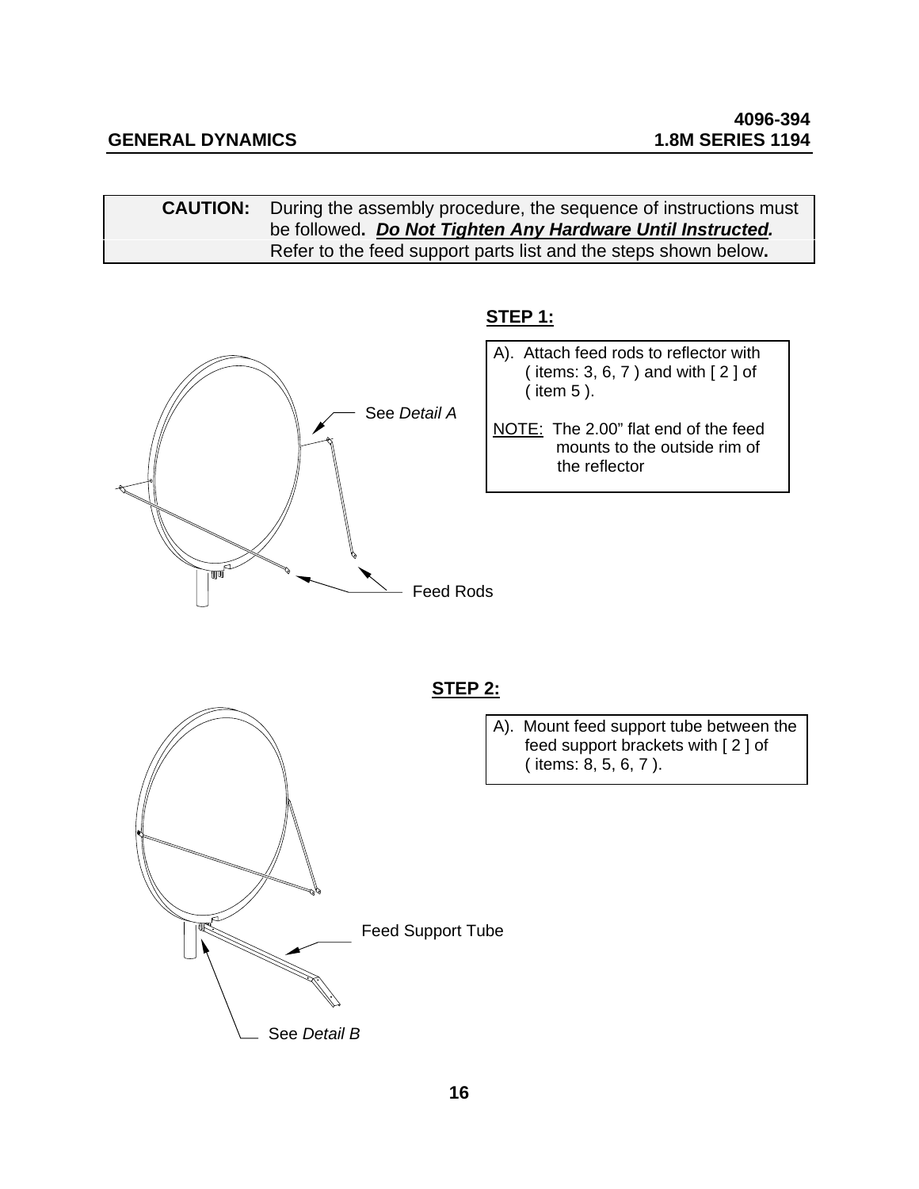| | |
|---|---|
| **CAUTION:** | During the assembly procedure, the sequence of instructions must be followed. ***Do Not Tighten Any Hardware Until Instructed***. Refer to the feed support parts list and the steps shown below. |

## STEP 1:

A). Attach feed rods to reflector with ( items: 3, 6, 7 ) and with [ 2 ] of ( item 5 ).

NOTE: The 2.00" flat end of the feed mounts to the outside rim of the reflector

See *Detail A*

Feed Rods

## STEP 2:

A). Mount feed support tube between the feed support brackets with [ 2 ] of ( items: 8, 5, 6, 7 ).

Feed Support Tube

See *Detail B*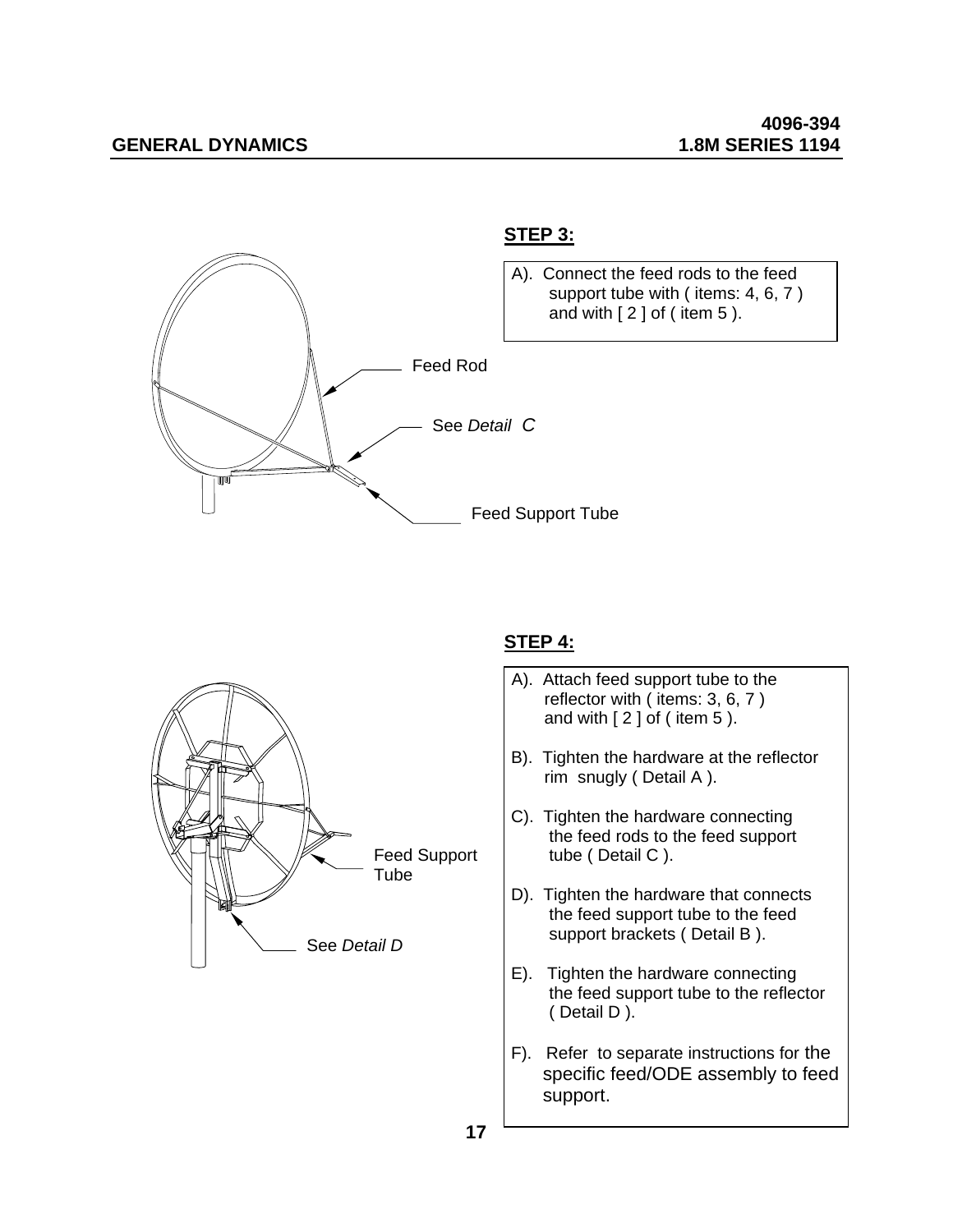## STEP 3:

A). Connect the feed rods to the feed support tube with ( items: 4, 6, 7 ) and with [ 2 ] of ( item 5 ).

Feed Rod

See *Detail C*

Feed Support Tube

## STEP 4:

A). Attach feed support tube to the reflector with ( items: 3, 6, 7 ) and with [ 2 ] of ( item 5 ).

B). Tighten the hardware at the reflector rim snugly ( Detail A ).

C). Tighten the hardware connecting the feed rods to the feed support tube ( Detail C ).

D). Tighten the hardware that connects the feed support tube to the feed support brackets ( Detail B ).

E). Tighten the hardware connecting the feed support tube to the reflector ( Detail D ).

F). Refer to separate instructions for the specific feed/ODE assembly to feed support.

Feed Support Tube

See *Detail D*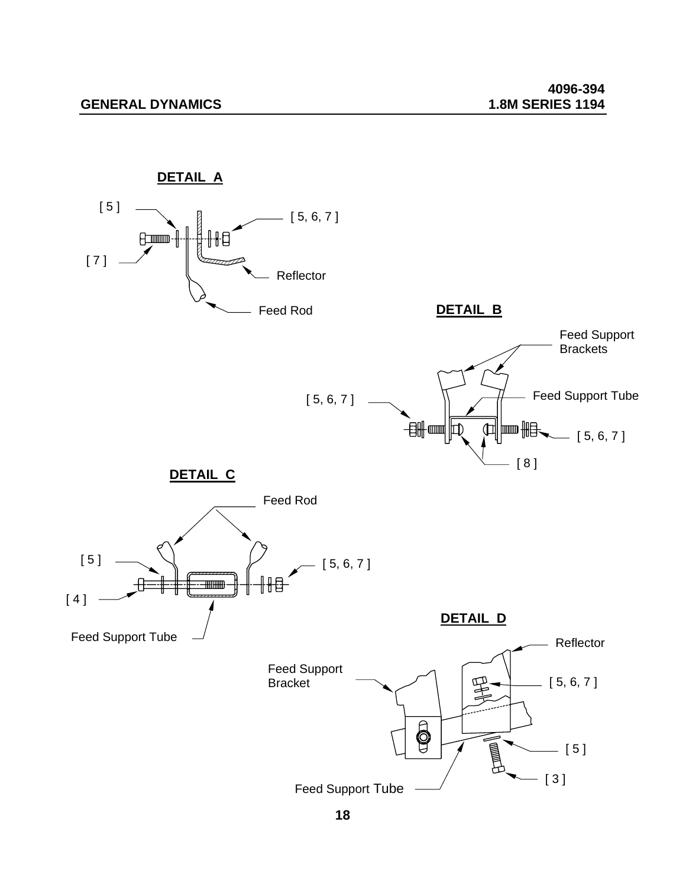## DETAIL A

[ 5 ]

[ 7 ]

[ 5, 6, 7 ]

Reflector

Feed Rod

## DETAIL B

Feed Support Brackets

Feed Support Tube

[ 5, 6, 7 ]

[ 5, 6, 7 ]

[ 8 ]

## DETAIL C

Feed Rod

[ 5 ]

[ 4 ]

[ 5, 6, 7 ]

Feed Support Tube

## DETAIL D

Reflector

Feed Support Bracket

[ 5, 6, 7 ]

[ 5 ]

[ 3 ]

Feed Support Tube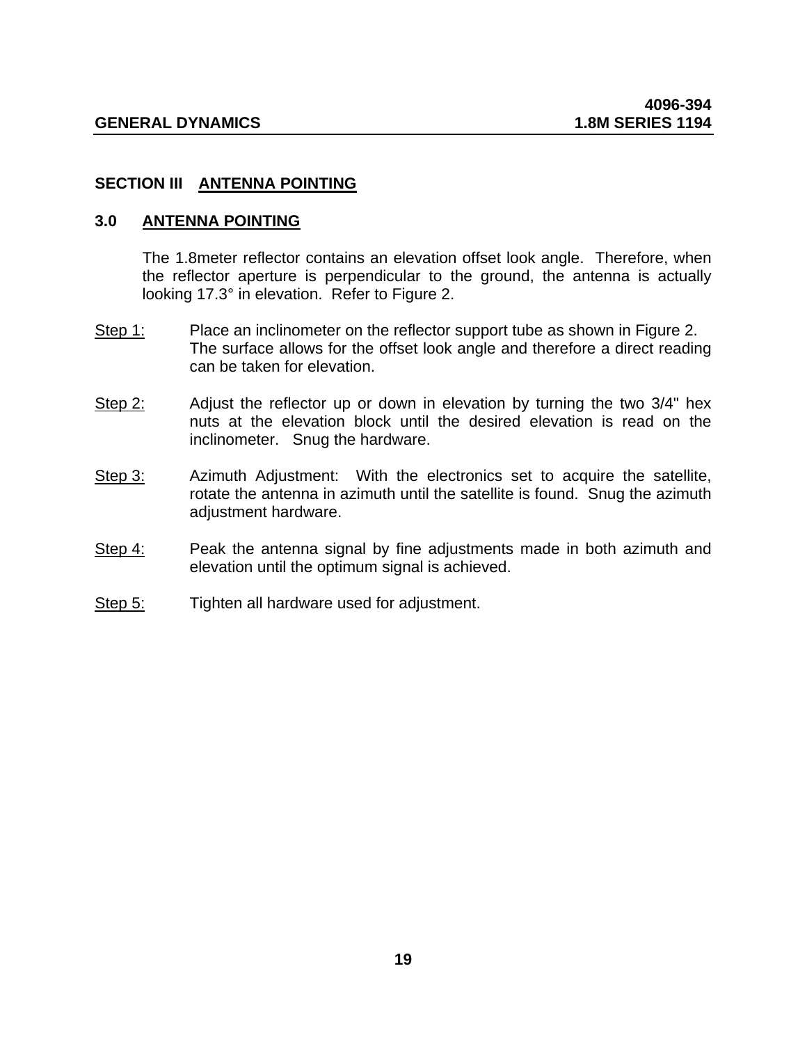## SECTION III ANTENNA POINTING

### 3.0 ANTENNA POINTING

The 1.8meter reflector contains an elevation offset look angle. Therefore, when the reflector aperture is perpendicular to the ground, the antenna is actually looking 17.3° in elevation. Refer to Figure 2.

Step 1: Place an inclinometer on the reflector support tube as shown in Figure 2. The surface allows for the offset look angle and therefore a direct reading can be taken for elevation.

Step 2: Adjust the reflector up or down in elevation by turning the two 3/4" hex nuts at the elevation block until the desired elevation is read on the inclinometer. Snug the hardware.

Step 3: Azimuth Adjustment: With the electronics set to acquire the satellite, rotate the antenna in azimuth until the satellite is found. Snug the azimuth adjustment hardware.

Step 4: Peak the antenna signal by fine adjustments made in both azimuth and elevation until the optimum signal is achieved.

Step 5: Tighten all hardware used for adjustment.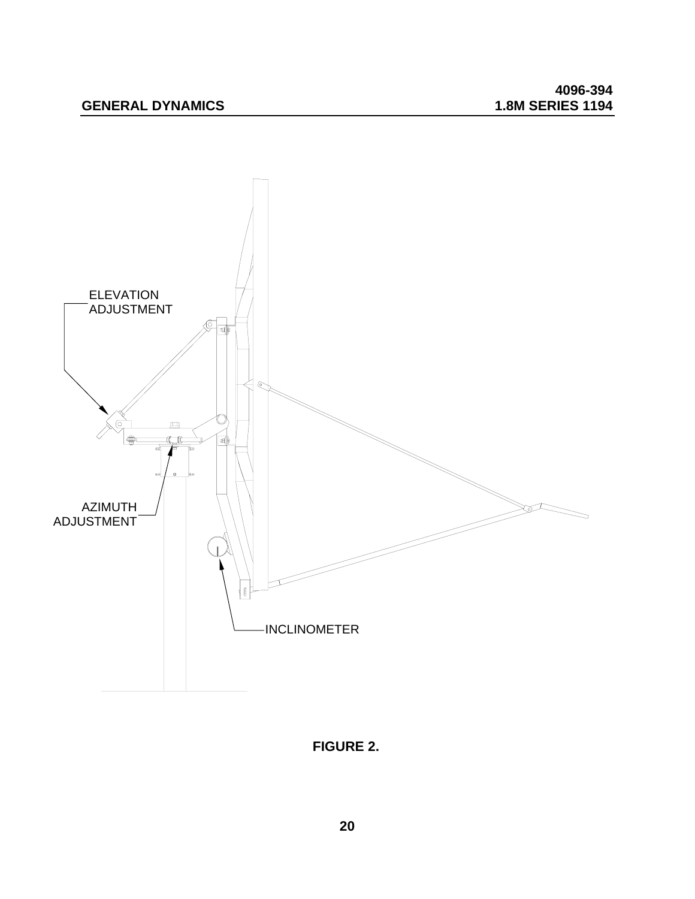ELEVATION
ADJUSTMENT

AZIMUTH
ADJUSTMENT

INCLINOMETER

**FIGURE 2.**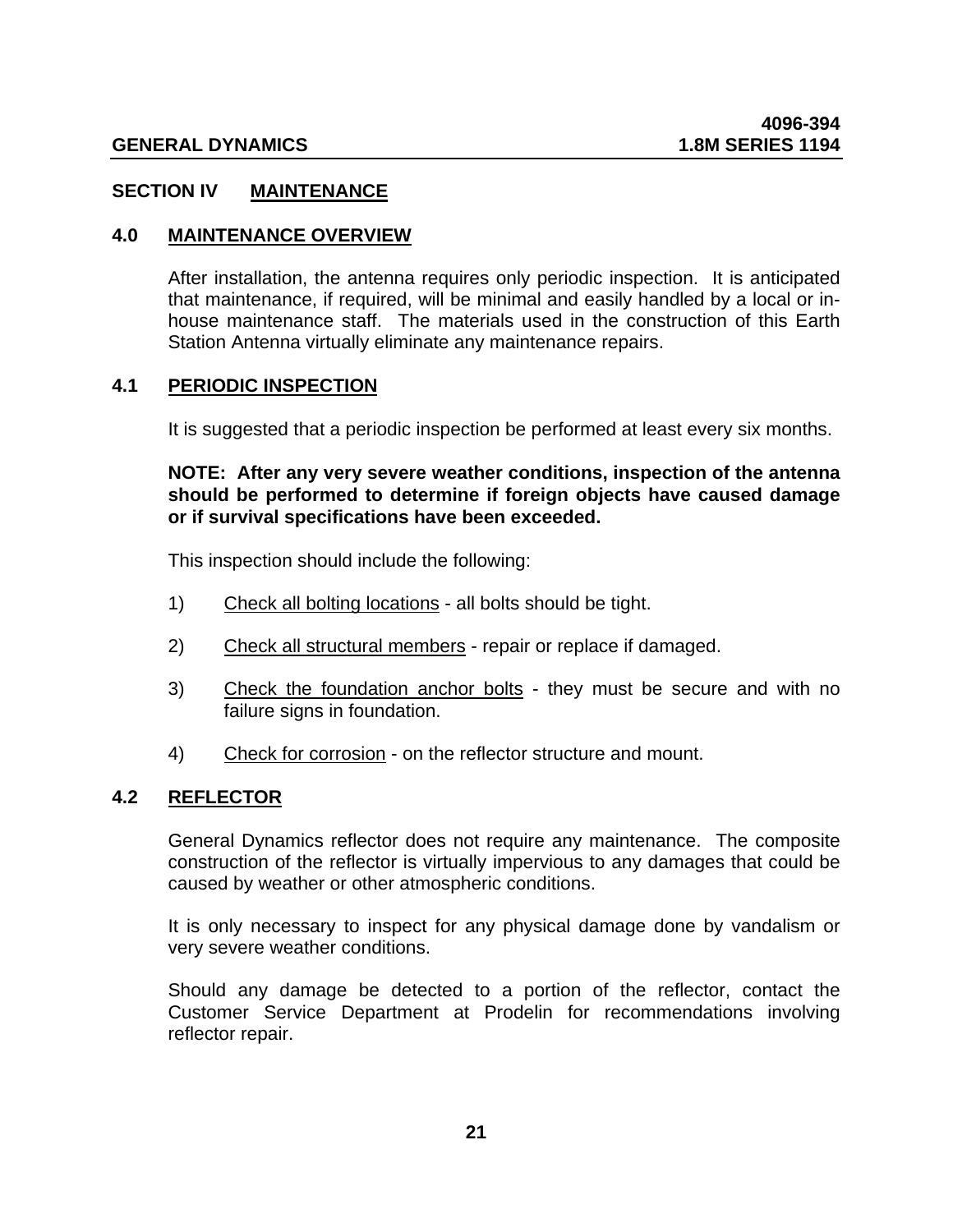## SECTION IV MAINTENANCE

### 4.0 MAINTENANCE OVERVIEW

After installation, the antenna requires only periodic inspection. It is anticipated that maintenance, if required, will be minimal and easily handled by a local or in-house maintenance staff. The materials used in the construction of this Earth Station Antenna virtually eliminate any maintenance repairs.

### 4.1 PERIODIC INSPECTION

It is suggested that a periodic inspection be performed at least every six months.

**NOTE: After any very severe weather conditions, inspection of the antenna should be performed to determine if foreign objects have caused damage or if survival specifications have been exceeded.**

This inspection should include the following:

1) Check all bolting locations - all bolts should be tight.

2) Check all structural members - repair or replace if damaged.

3) Check the foundation anchor bolts - they must be secure and with no failure signs in foundation.

4) Check for corrosion - on the reflector structure and mount.

### 4.2 REFLECTOR

General Dynamics reflector does not require any maintenance. The composite construction of the reflector is virtually impervious to any damages that could be caused by weather or other atmospheric conditions.

It is only necessary to inspect for any physical damage done by vandalism or very severe weather conditions.

Should any damage be detected to a portion of the reflector, contact the Customer Service Department at Prodelin for recommendations involving reflector repair.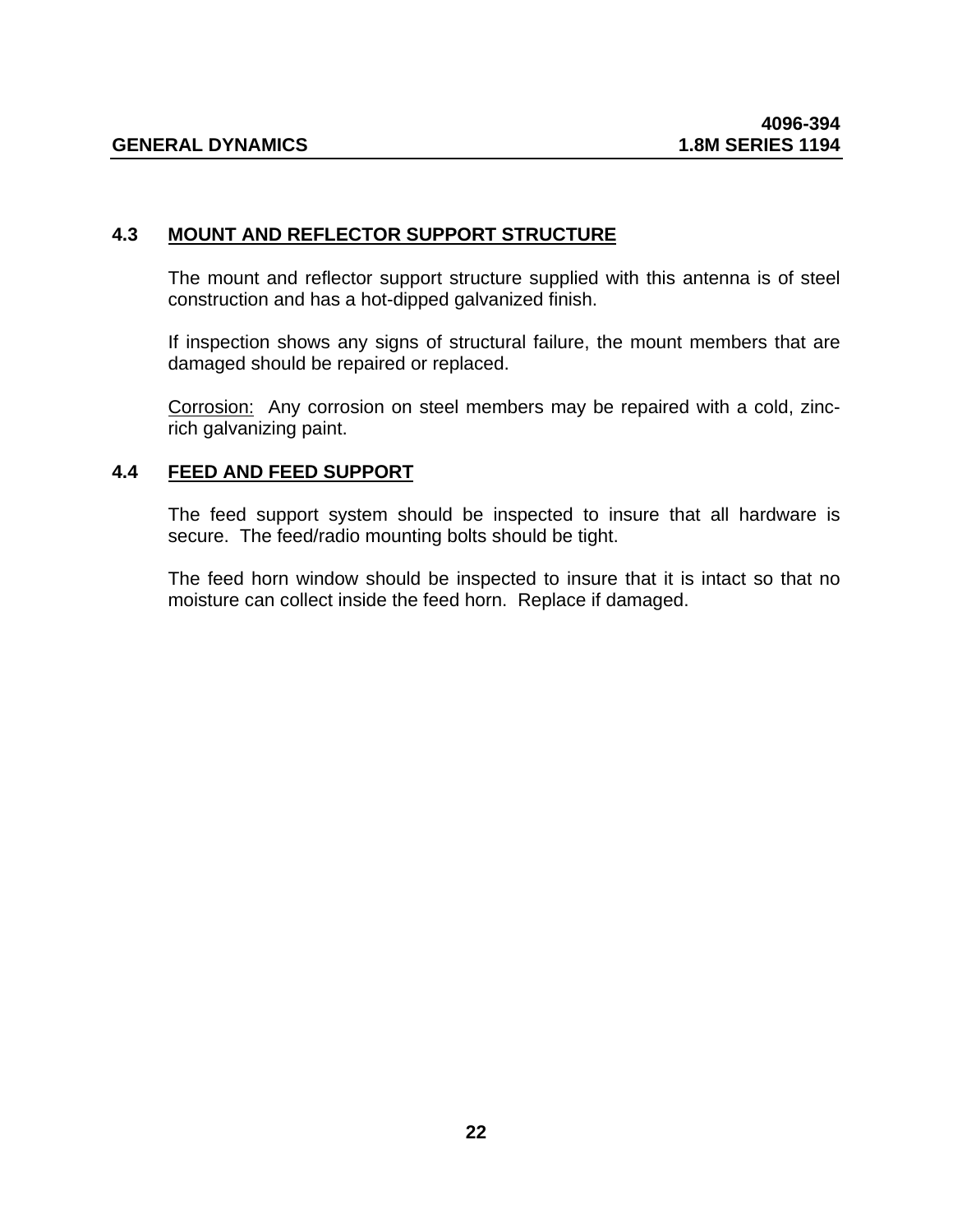## 4.3 MOUNT AND REFLECTOR SUPPORT STRUCTURE

The mount and reflector support structure supplied with this antenna is of steel construction and has a hot-dipped galvanized finish.

If inspection shows any signs of structural failure, the mount members that are damaged should be repaired or replaced.

Corrosion: Any corrosion on steel members may be repaired with a cold, zinc-rich galvanizing paint.

## 4.4 FEED AND FEED SUPPORT

The feed support system should be inspected to insure that all hardware is secure. The feed/radio mounting bolts should be tight.

The feed horn window should be inspected to insure that it is intact so that no moisture can collect inside the feed horn. Replace if damaged.